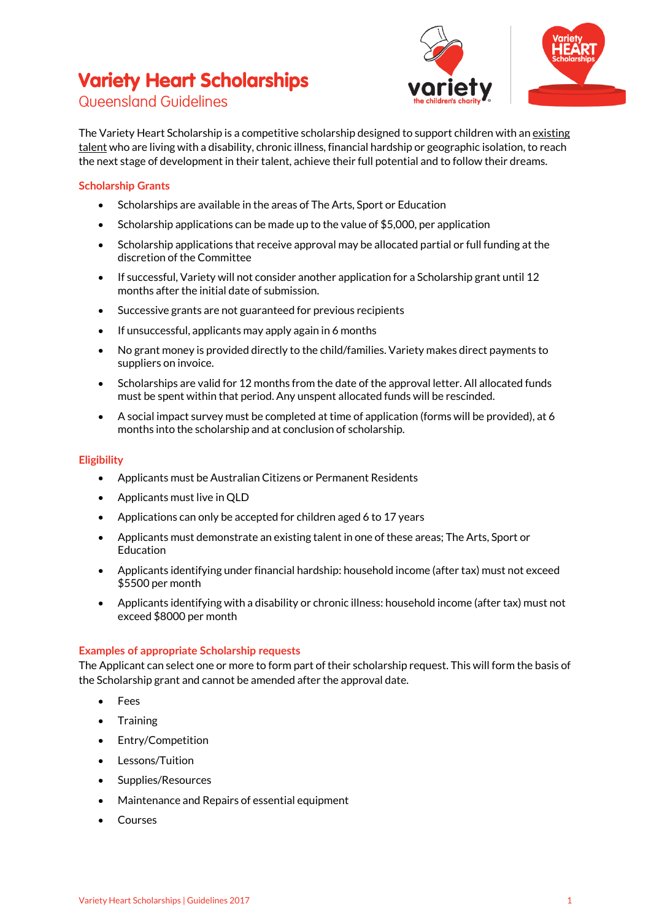# Variety Heart Scholarships

## Queensland Guidelines

The Variety Heart Scholarship is a competitive scholarship designed to support children with an existing talent who are living with a disability, chronic illness, financial hardship or geographic isolation, to reach the next stage of development in their talent, achieve their full potential and to follow their dreams.

### Scholarship Grants

- Scholarships are available in the areas of The Arts, Sport or Education
- Scholarship applications can be made up to the value of $5,000, per application
- Scholarship applications that receive approval may be allocated partial or full funding at the discretion of the Committee
- If successful, Variety will not consider another application for a Scholarship grant until 12 months after the initial date of submission.
- Successive grants are not guaranteed for previous recipients
- If unsuccessful, applicants may apply again in 6 months
- No grant money is provided directly to the child/families. Variety makes direct payments to suppliers on invoice.
- Scholarships are valid for 12 months from the date of the approval letter. All allocated funds must be spent within that period. Any unspent allocated funds will be rescinded.
- A social impact survey must be completed at time of application (forms will be provided), at 6 months into the scholarship and at conclusion of scholarship.

### Eligibility

- Applicants must be Australian Citizens or Permanent Residents
- Applicants must live in QLD
- Applications can only be accepted for children aged 6 to 17 years
- Applicants must demonstrate an existing talent in one of these areas; The Arts, Sport or Education
- Applicants identifying under financial hardship: household income (after tax) must not exceed $5500 per month
- Applicants identifying with a disability or chronic illness: household income (after tax) must not exceed $8000 per month

### Examples of appropriate Scholarship requests

The Applicant can select one or more to form part of their scholarship request. This will form the basis of the Scholarship grant and cannot be amended after the approval date.

- Fees
- Training
- Entry/Competition
- Lessons/Tuition
- Supplies/Resources
- Maintenance and Repairs of essential equipment
- Courses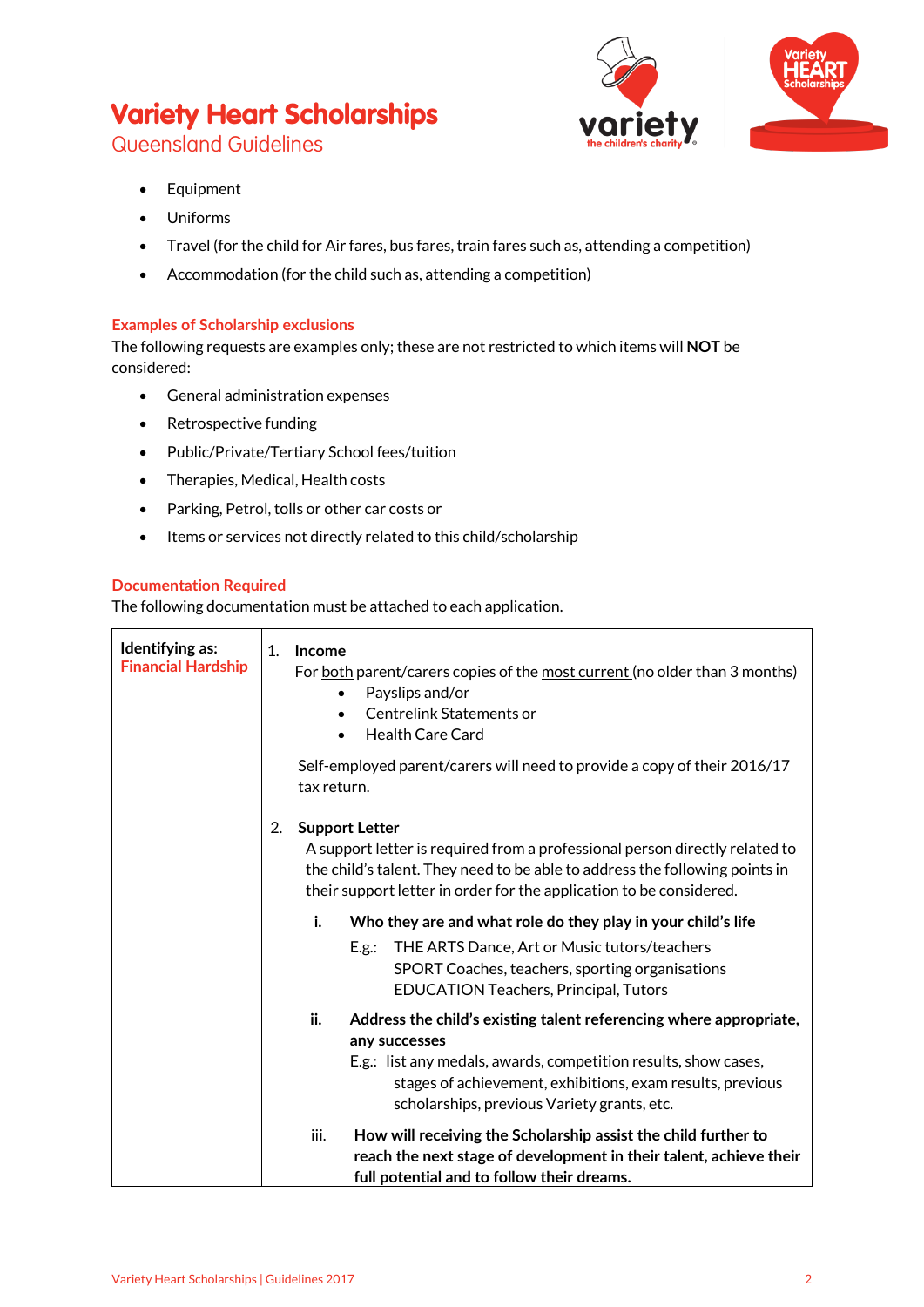- Equipment
- Uniforms
- Travel (for the child for Air fares, bus fares, train fares such as, attending a competition)
- Accommodation (for the child such as, attending a competition)

### Examples of Scholarship exclusions

The following requests are examples only; these are not restricted to which items will **NOT** be considered:

- General administration expenses
- Retrospective funding
- Public/Private/Tertiary School fees/tuition
- Therapies, Medical, Health costs
- Parking, Petrol, tolls or other car costs or
- Items or services not directly related to this child/scholarship

### Documentation Required

The following documentation must be attached to each application.

| | |
|---|---|
| **Identifying as:** **Financial Hardship** | 1. **Income**<br>For both parent/carers copies of the most current (no older than 3 months)<br>• Payslips and/or<br>• Centrelink Statements or<br>• Health Care Card<br><br>Self-employed parent/carers will need to provide a copy of their 2016/17 tax return.<br><br>2. **Support Letter**<br>A support letter is required from a professional person directly related to the child's talent. They need to be able to address the following points in their support letter in order for the application to be considered.<br><br>**i. Who they are and what role do they play in your child's life**<br>E.g.: THE ARTS Dance, Art or Music tutors/teachers<br>SPORT Coaches, teachers, sporting organisations<br>EDUCATION Teachers, Principal, Tutors<br><br>**ii. Address the child's existing talent referencing where appropriate, any successes**<br>E.g.: list any medals, awards, competition results, show cases, stages of achievement, exhibitions, exam results, previous scholarships, previous Variety grants, etc.<br><br>iii. **How will receiving the Scholarship assist the child further to reach the next stage of development in their talent, achieve their full potential and to follow their dreams.** |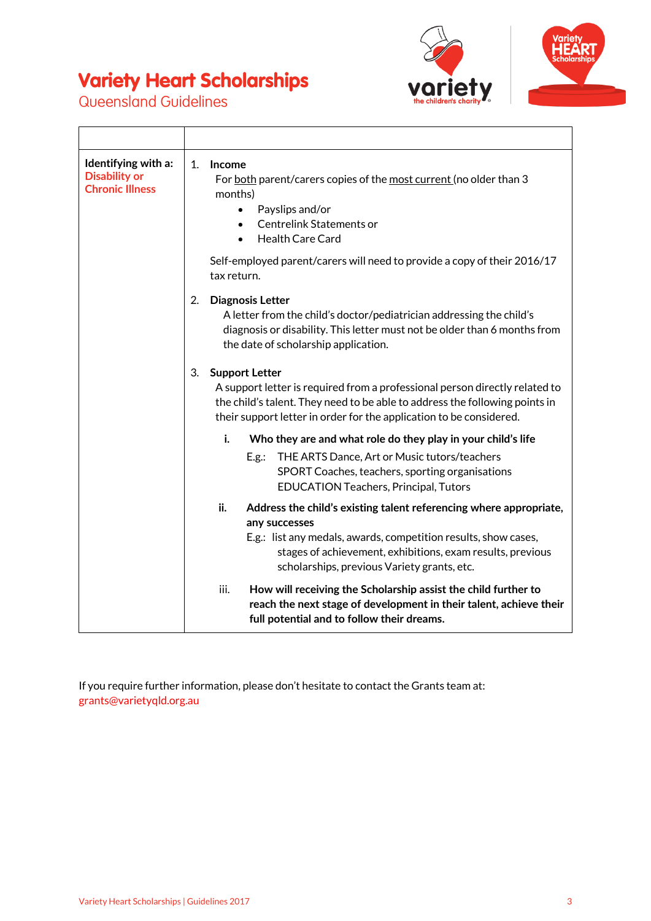# Variety Heart Scholarships

Queensland Guidelines

| | |
|---|---|
| **Identifying with a:** **Disability or Chronic Illness** | 1. **Income**<br>For both parent/carers copies of the most current (no older than 3 months)<br>• Payslips and/or<br>• Centrelink Statements or<br>• Health Care Card<br><br>Self-employed parent/carers will need to provide a copy of their 2016/17 tax return.<br><br>2. **Diagnosis Letter**<br>A letter from the child's doctor/pediatrician addressing the child's diagnosis or disability. This letter must not be older than 6 months from the date of scholarship application.<br><br>3. **Support Letter**<br>A support letter is required from a professional person directly related to the child's talent. They need to be able to address the following points in their support letter in order for the application to be considered.<br><br>i. **Who they are and what role do they play in your child's life**<br>E.g.: THE ARTS Dance, Art or Music tutors/teachers<br>SPORT Coaches, teachers, sporting organisations<br>EDUCATION Teachers, Principal, Tutors<br><br>ii. **Address the child's existing talent referencing where appropriate, any successes**<br>E.g.: list any medals, awards, competition results, show cases, stages of achievement, exhibitions, exam results, previous scholarships, previous Variety grants, etc.<br><br>iii. **How will receiving the Scholarship assist the child further to reach the next stage of development in their talent, achieve their full potential and to follow their dreams.** |

If you require further information, please don't hesitate to contact the Grants team at: grants@varietyqld.org.au